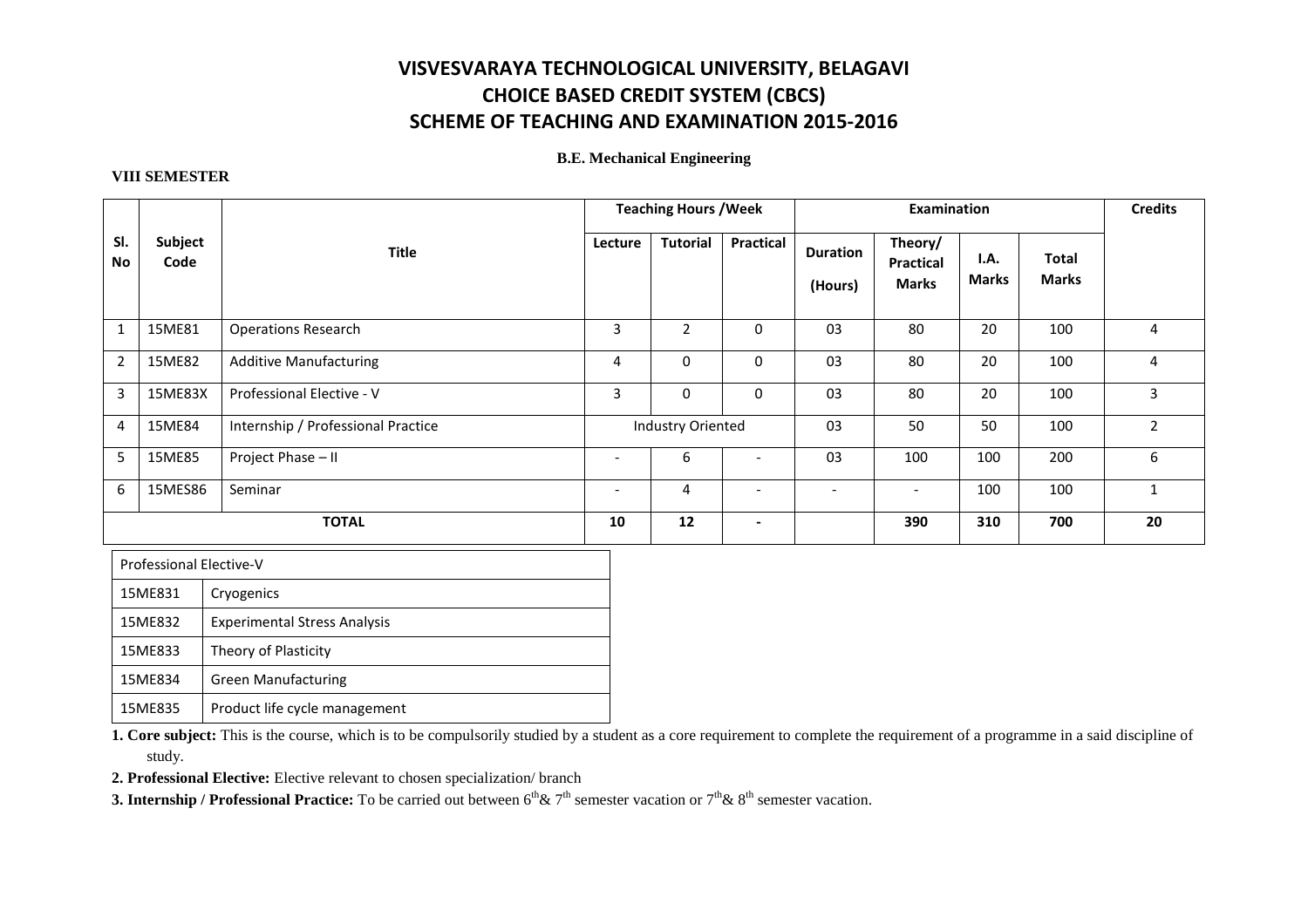# VISVESVARAYA TECHNOLOGICAL UNIVERSITY, BELAGAVI
# CHOICE BASED CREDIT SYSTEM (CBCS)
# SCHEME OF TEACHING AND EXAMINATION 2015-2016

**B.E. Mechanical Engineering**

**VIII SEMESTER**

| Sl. No | Subject Code | Title | Teaching Hours /Week | | | Examination | | | | Credits |
|---|---|---|---|---|---|---|---|---|---|---|
| | | | Lecture | Tutorial | Practical | Duration (Hours) | Theory/ Practical Marks | I.A. Marks | Total Marks | |
| 1 | 15ME81 | Operations Research | 3 | 2 | 0 | 03 | 80 | 20 | 100 | 4 |
| 2 | 15ME82 | Additive Manufacturing | 4 | 0 | 0 | 03 | 80 | 20 | 100 | 4 |
| 3 | 15ME83X | Professional Elective - V | 3 | 0 | 0 | 03 | 80 | 20 | 100 | 3 |
| 4 | 15ME84 | Internship / Professional Practice | Industry Oriented | | | 03 | 50 | 50 | 100 | 2 |
| 5 | 15ME85 | Project Phase – II | - | 6 | - | 03 | 100 | 100 | 200 | 6 |
| 6 | 15MES86 | Seminar | - | 4 | - | - | - | 100 | 100 | 1 |
| **TOTAL** | | | **10** | **12** | **-** | | **390** | **310** | **700** | **20** |

| Professional Elective-V | |
|---|---|
| 15ME831 | Cryogenics |
| 15ME832 | Experimental Stress Analysis |
| 15ME833 | Theory of Plasticity |
| 15ME834 | Green Manufacturing |
| 15ME835 | Product life cycle management |

**1. Core subject:** This is the course, which is to be compulsorily studied by a student as a core requirement to complete the requirement of a programme in a said discipline of study.

**2. Professional Elective:** Elective relevant to chosen specialization/ branch

**3. Internship / Professional Practice:** To be carried out between $6^{th}$& $7^{th}$ semester vacation or $7^{th}$& $8^{th}$ semester vacation.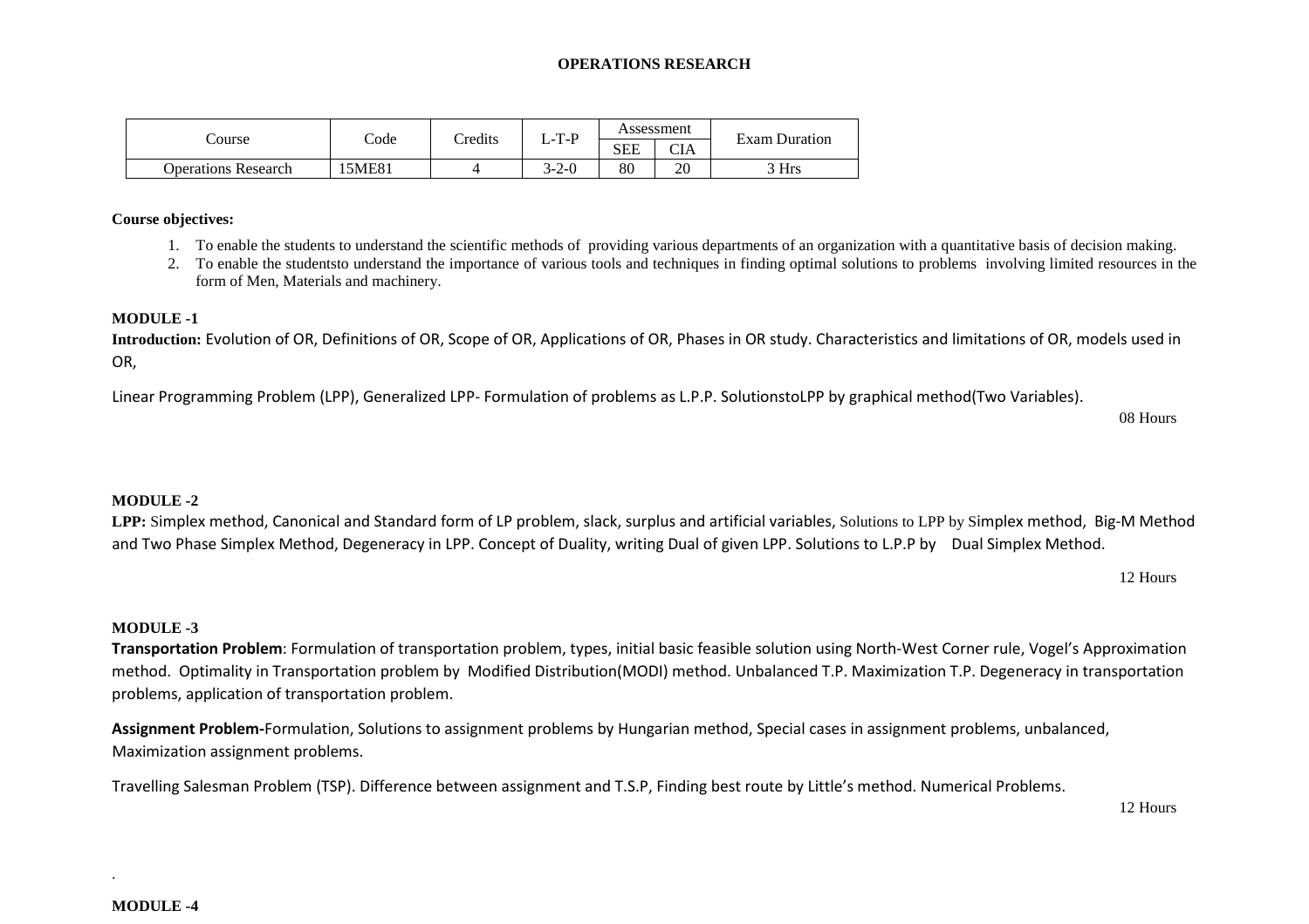**OPERATIONS RESEARCH**

| Course | Code | Credits | L-T-P | Assessment | | Exam Duration |
|---|---|---|---|---|---|---|
| | | | | SEE | CIA | |
| Operations Research | 15ME81 | 4 | 3-2-0 | 80 | 20 | 3 Hrs |

**Course objectives:**

1. To enable the students to understand the scientific methods of providing various departments of an organization with a quantitative basis of decision making.
2. To enable the studentsto understand the importance of various tools and techniques in finding optimal solutions to problems involving limited resources in the form of Men, Materials and machinery.

**MODULE -1**

**Introduction:** Evolution of OR, Definitions of OR, Scope of OR, Applications of OR, Phases in OR study. Characteristics and limitations of OR, models used in OR,

Linear Programming Problem (LPP), Generalized LPP- Formulation of problems as L.P.P. SolutionstoLPP by graphical method(Two Variables).

08 Hours

**MODULE -2**

**LPP:** Simplex method, Canonical and Standard form of LP problem, slack, surplus and artificial variables, Solutions to LPP by Simplex method, Big-M Method and Two Phase Simplex Method, Degeneracy in LPP. Concept of Duality, writing Dual of given LPP. Solutions to L.P.P by Dual Simplex Method.

12 Hours

**MODULE -3**

**Transportation Problem**: Formulation of transportation problem, types, initial basic feasible solution using North-West Corner rule, Vogel's Approximation method. Optimality in Transportation problem by Modified Distribution(MODI) method. Unbalanced T.P. Maximization T.P. Degeneracy in transportation problems, application of transportation problem.

**Assignment Problem-**Formulation, Solutions to assignment problems by Hungarian method, Special cases in assignment problems, unbalanced, Maximization assignment problems.

Travelling Salesman Problem (TSP). Difference between assignment and T.S.P, Finding best route by Little's method. Numerical Problems.

12 Hours

**MODULE -4**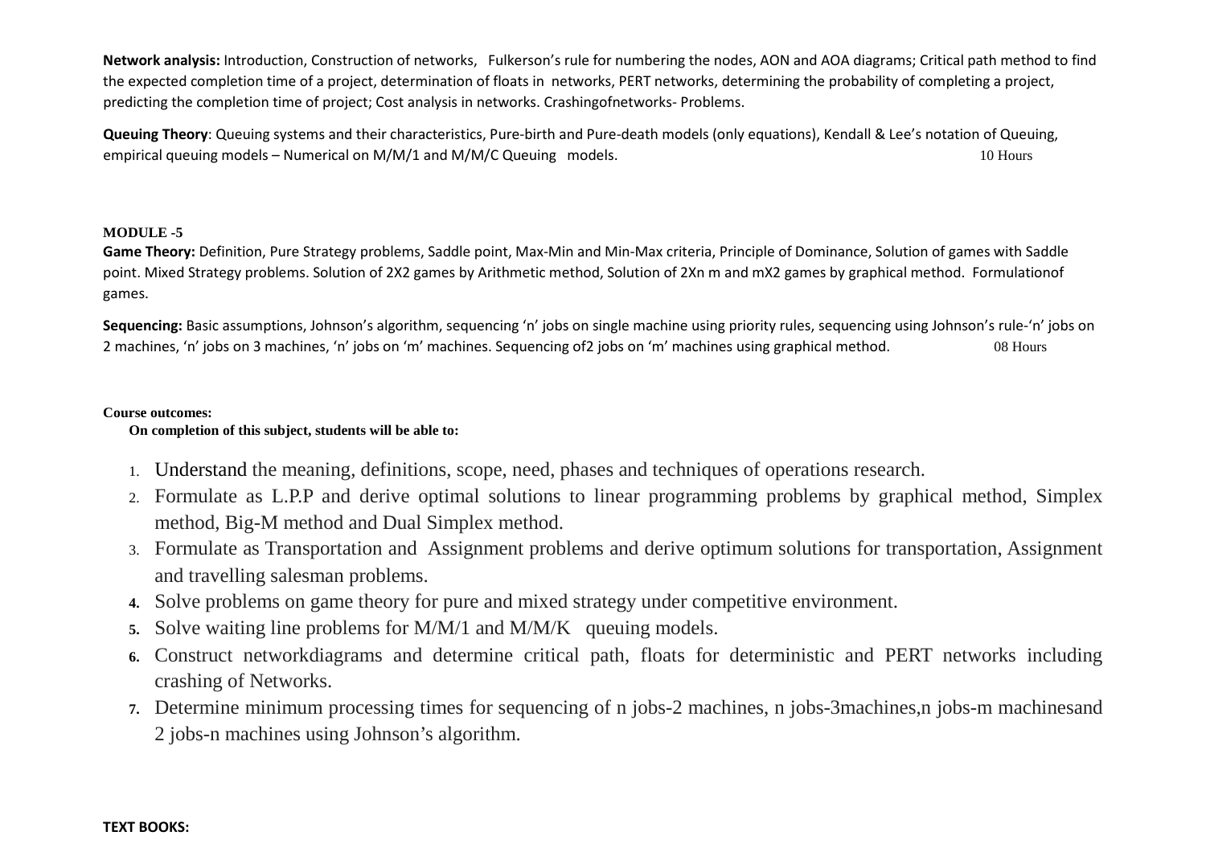**Network analysis:** Introduction, Construction of networks, Fulkerson's rule for numbering the nodes, AON and AOA diagrams; Critical path method to find the expected completion time of a project, determination of floats in networks, PERT networks, determining the probability of completing a project, predicting the completion time of project; Cost analysis in networks. Crashingofnetworks- Problems.

**Queuing Theory**: Queuing systems and their characteristics, Pure-birth and Pure-death models (only equations), Kendall & Lee's notation of Queuing, empirical queuing models – Numerical on M/M/1 and M/M/C Queuing models. 10 Hours

**MODULE -5**

**Game Theory:** Definition, Pure Strategy problems, Saddle point, Max-Min and Min-Max criteria, Principle of Dominance, Solution of games with Saddle point. Mixed Strategy problems. Solution of 2X2 games by Arithmetic method, Solution of 2Xn m and mX2 games by graphical method. Formulationof games.

**Sequencing:** Basic assumptions, Johnson's algorithm, sequencing 'n' jobs on single machine using priority rules, sequencing using Johnson's rule-'n' jobs on 2 machines, 'n' jobs on 3 machines, 'n' jobs on 'm' machines. Sequencing of2 jobs on 'm' machines using graphical method. 08 Hours

**Course outcomes:**

**On completion of this subject, students will be able to:**

1. Understand the meaning, definitions, scope, need, phases and techniques of operations research.
2. Formulate as L.P.P and derive optimal solutions to linear programming problems by graphical method, Simplex method, Big-M method and Dual Simplex method.
3. Formulate as Transportation and Assignment problems and derive optimum solutions for transportation, Assignment and travelling salesman problems.
4. Solve problems on game theory for pure and mixed strategy under competitive environment.
5. Solve waiting line problems for M/M/1 and M/M/K queuing models.
6. Construct networkdiagrams and determine critical path, floats for deterministic and PERT networks including crashing of Networks.
7. Determine minimum processing times for sequencing of n jobs-2 machines, n jobs-3machines,n jobs-m machinesand 2 jobs-n machines using Johnson's algorithm.

**TEXT BOOKS:**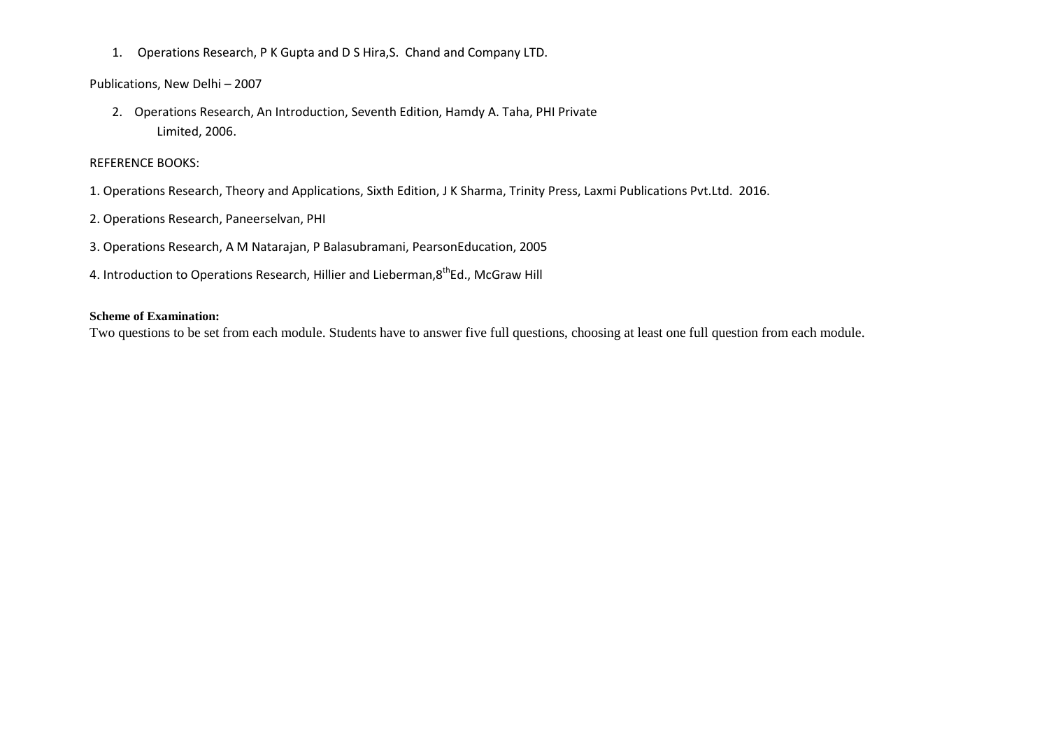1. Operations Research, P K Gupta and D S Hira,S. Chand and Company LTD.

Publications, New Delhi – 2007

2. Operations Research, An Introduction, Seventh Edition, Hamdy A. Taha, PHI Private Limited, 2006.

REFERENCE BOOKS:

1. Operations Research, Theory and Applications, Sixth Edition, J K Sharma, Trinity Press, Laxmi Publications Pvt.Ltd. 2016.

2. Operations Research, Paneerselvan, PHI

3. Operations Research, A M Natarajan, P Balasubramani, PearsonEducation, 2005

4. Introduction to Operations Research, Hillier and Lieberman,$8^{th}$Ed., McGraw Hill

**Scheme of Examination:**

Two questions to be set from each module. Students have to answer five full questions, choosing at least one full question from each module.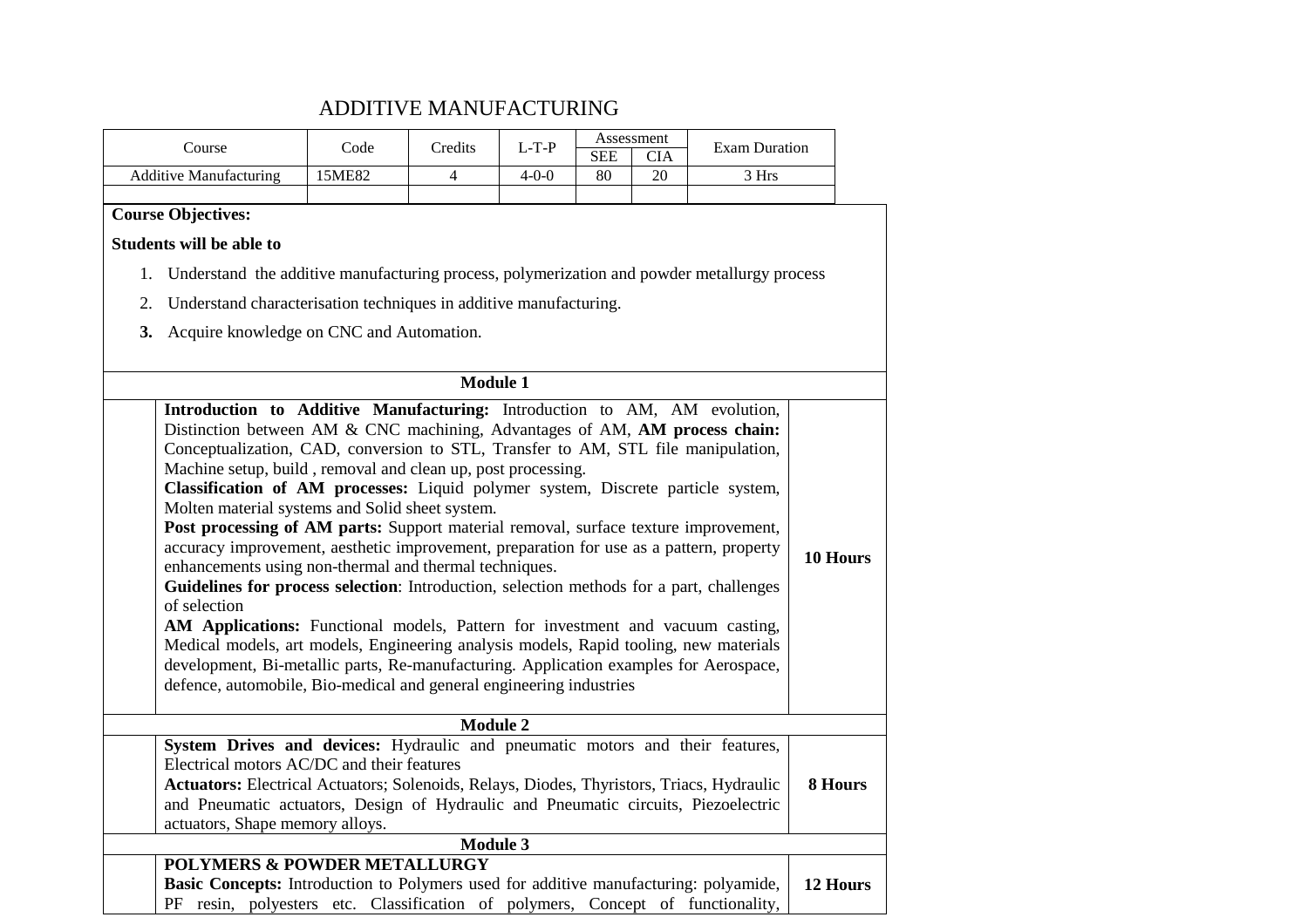# ADDITIVE MANUFACTURING

| Course | Code | Credits | L-T-P | Assessment | | Exam Duration |
|---|---|---|---|---|---|---|
| | | | | SEE | CIA | |
| Additive Manufacturing | 15ME82 | 4 | 4-0-0 | 80 | 20 | 3 Hrs |
| | | | | | | |

**Course Objectives:**

**Students will be able to**

1. Understand the additive manufacturing process, polymerization and powder metallurgy process
2. Understand characterisation techniques in additive manufacturing.
3. Acquire knowledge on CNC and Automation.

| Module 1 | |
|---|---|
| **Introduction to Additive Manufacturing:** Introduction to AM, AM evolution, Distinction between AM & CNC machining, Advantages of AM, **AM process chain:** Conceptualization, CAD, conversion to STL, Transfer to AM, STL file manipulation, Machine setup, build , removal and clean up, post processing. **Classification of AM processes:** Liquid polymer system, Discrete particle system, Molten material systems and Solid sheet system. **Post processing of AM parts:** Support material removal, surface texture improvement, accuracy improvement, aesthetic improvement, preparation for use as a pattern, property enhancements using non-thermal and thermal techniques. **Guidelines for process selection**: Introduction, selection methods for a part, challenges of selection **AM Applications:** Functional models, Pattern for investment and vacuum casting, Medical models, art models, Engineering analysis models, Rapid tooling, new materials development, Bi-metallic parts, Re-manufacturing. Application examples for Aerospace, defence, automobile, Bio-medical and general engineering industries | **10 Hours** |
| **Module 2** | |
| **System Drives and devices:** Hydraulic and pneumatic motors and their features, Electrical motors AC/DC and their features **Actuators:** Electrical Actuators; Solenoids, Relays, Diodes, Thyristors, Triacs, Hydraulic and Pneumatic actuators, Design of Hydraulic and Pneumatic circuits, Piezoelectric actuators, Shape memory alloys. | **8 Hours** |
| **Module 3** | |
| **POLYMERS & POWDER METALLURGY** **Basic Concepts:** Introduction to Polymers used for additive manufacturing: polyamide, PF resin, polyesters etc. Classification of polymers, Concept of functionality, | **12 Hours** |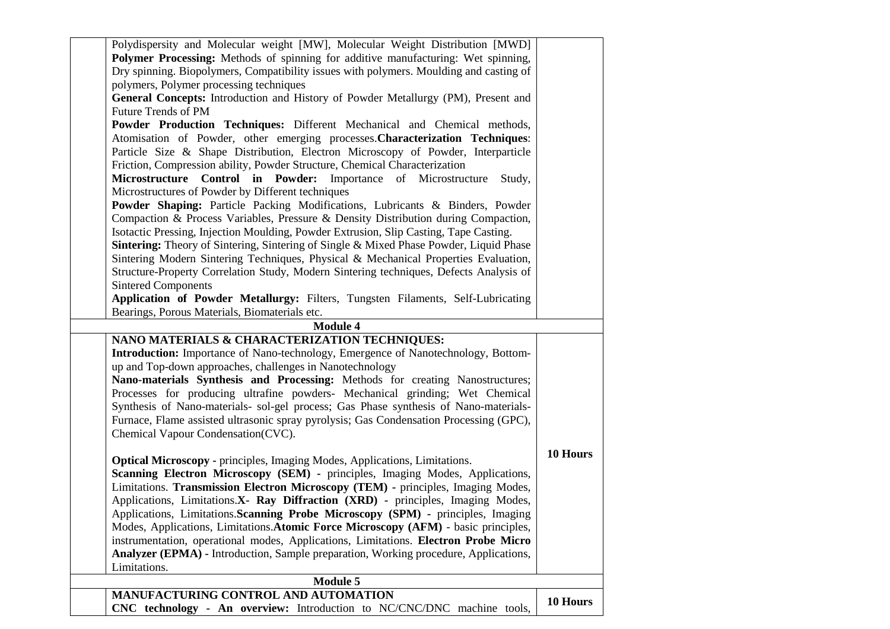| | | |
|---|---|---|
| | Polydispersity and Molecular weight [MW], Molecular Weight Distribution [MWD] **Polymer Processing:** Methods of spinning for additive manufacturing: Wet spinning, Dry spinning. Biopolymers, Compatibility issues with polymers. Moulding and casting of polymers, Polymer processing techniques<br>**General Concepts:** Introduction and History of Powder Metallurgy (PM), Present and Future Trends of PM<br>**Powder Production Techniques:** Different Mechanical and Chemical methods, Atomisation of Powder, other emerging processes.**Characterization Techniques**: Particle Size & Shape Distribution, Electron Microscopy of Powder, Interparticle Friction, Compression ability, Powder Structure, Chemical Characterization<br>**Microstructure Control in Powder:** Importance of Microstructure Study, Microstructures of Powder by Different techniques<br>**Powder Shaping:** Particle Packing Modifications, Lubricants & Binders, Powder Compaction & Process Variables, Pressure & Density Distribution during Compaction, Isotactic Pressing, Injection Moulding, Powder Extrusion, Slip Casting, Tape Casting.<br>**Sintering:** Theory of Sintering, Sintering of Single & Mixed Phase Powder, Liquid Phase Sintering Modern Sintering Techniques, Physical & Mechanical Properties Evaluation, Structure-Property Correlation Study, Modern Sintering techniques, Defects Analysis of Sintered Components<br>**Application of Powder Metallurgy:** Filters, Tungsten Filaments, Self-Lubricating Bearings, Porous Materials, Biomaterials etc. | |
| | **Module 4** | |
| | **NANO MATERIALS & CHARACTERIZATION TECHNIQUES:**<br>**Introduction:** Importance of Nano-technology, Emergence of Nanotechnology, Bottom-up and Top-down approaches, challenges in Nanotechnology<br>**Nano-materials Synthesis and Processing:** Methods for creating Nanostructures; Processes for producing ultrafine powders- Mechanical grinding; Wet Chemical Synthesis of Nano-materials- sol-gel process; Gas Phase synthesis of Nano-materials- Furnace, Flame assisted ultrasonic spray pyrolysis; Gas Condensation Processing (GPC), Chemical Vapour Condensation(CVC).<br><br>**Optical Microscopy -** principles, Imaging Modes, Applications, Limitations.<br>**Scanning Electron Microscopy (SEM) -** principles, Imaging Modes, Applications, Limitations. **Transmission Electron Microscopy (TEM) -** principles, Imaging Modes, Applications, Limitations.**X- Ray Diffraction (XRD) -** principles, Imaging Modes, Applications, Limitations.**Scanning Probe Microscopy (SPM) -** principles, Imaging Modes, Applications, Limitations.**Atomic Force Microscopy (AFM)** - basic principles, instrumentation, operational modes, Applications, Limitations. **Electron Probe Micro Analyzer (EPMA) -** Introduction, Sample preparation, Working procedure, Applications, Limitations. | **10 Hours** |
| | **Module 5** | |
| | **MANUFACTURING CONTROL AND AUTOMATION**<br>**CNC technology - An overview:** Introduction to NC/CNC/DNC machine tools, | **10 Hours** |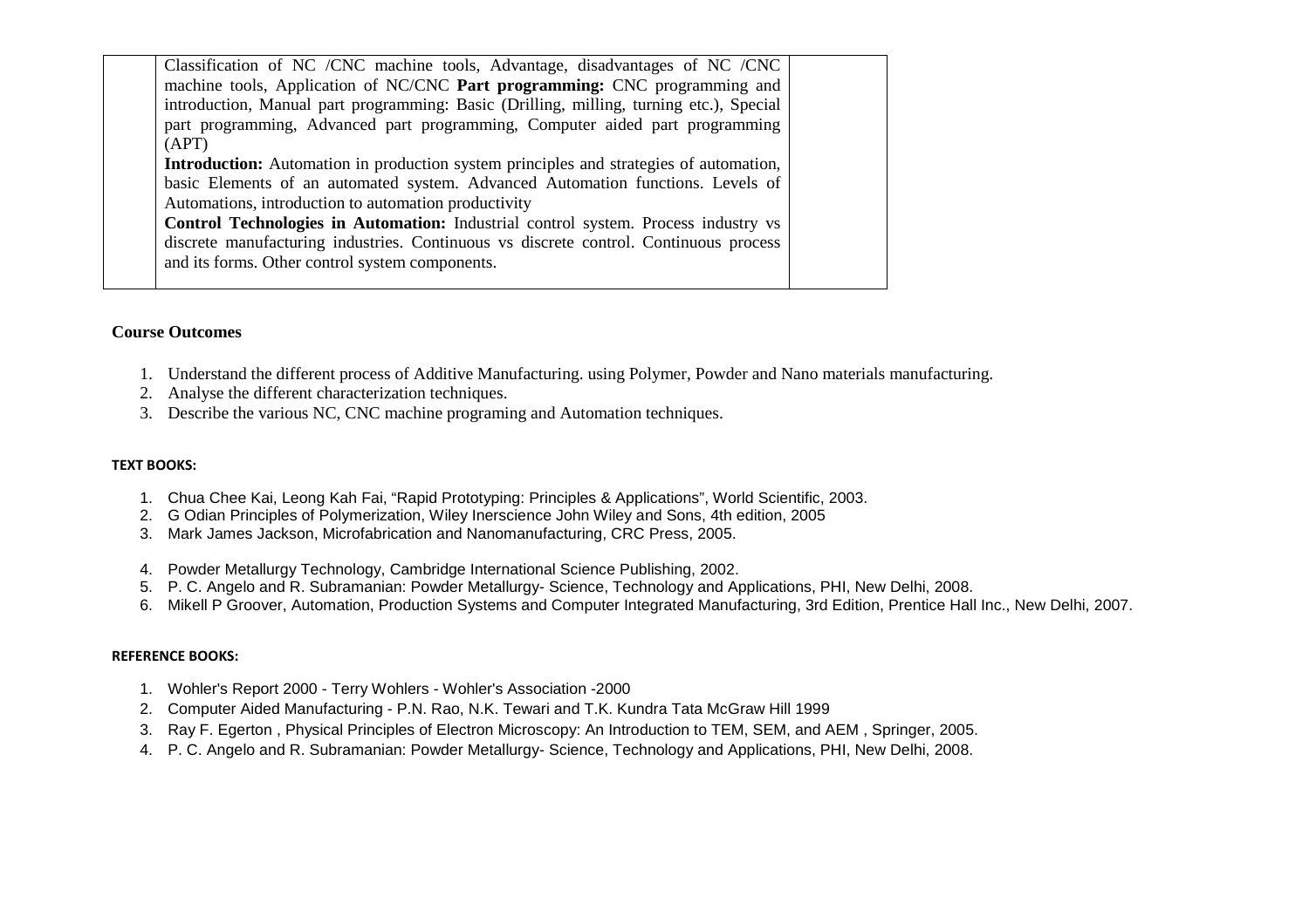| | | |
|---|---|---|
| | Classification of NC /CNC machine tools, Advantage, disadvantages of NC /CNC machine tools, Application of NC/CNC **Part programming:** CNC programming and introduction, Manual part programming: Basic (Drilling, milling, turning etc.), Special part programming, Advanced part programming, Computer aided part programming (APT)<br>**Introduction:** Automation in production system principles and strategies of automation, basic Elements of an automated system. Advanced Automation functions. Levels of Automations, introduction to automation productivity<br>**Control Technologies in Automation:** Industrial control system. Process industry vs discrete manufacturing industries. Continuous vs discrete control. Continuous process and its forms. Other control system components. | |

**Course Outcomes**

1. Understand the different process of Additive Manufacturing. using Polymer, Powder and Nano materials manufacturing.
2. Analyse the different characterization techniques.
3. Describe the various NC, CNC machine programing and Automation techniques.

**TEXT BOOKS:**

1. Chua Chee Kai, Leong Kah Fai, "Rapid Prototyping: Principles & Applications", World Scientific, 2003.
2. G Odian Principles of Polymerization, Wiley Inerscience John Wiley and Sons, 4th edition, 2005
3. Mark James Jackson, Microfabrication and Nanomanufacturing, CRC Press, 2005.
4. Powder Metallurgy Technology, Cambridge International Science Publishing, 2002.
5. P. C. Angelo and R. Subramanian: Powder Metallurgy- Science, Technology and Applications, PHI, New Delhi, 2008.
6. Mikell P Groover, Automation, Production Systems and Computer Integrated Manufacturing, 3rd Edition, Prentice Hall Inc., New Delhi, 2007.

**REFERENCE BOOKS:**

1. Wohler's Report 2000 - Terry Wohlers - Wohler's Association -2000
2. Computer Aided Manufacturing - P.N. Rao, N.K. Tewari and T.K. Kundra Tata McGraw Hill 1999
3. Ray F. Egerton , Physical Principles of Electron Microscopy: An Introduction to TEM, SEM, and AEM , Springer, 2005.
4. P. C. Angelo and R. Subramanian: Powder Metallurgy- Science, Technology and Applications, PHI, New Delhi, 2008.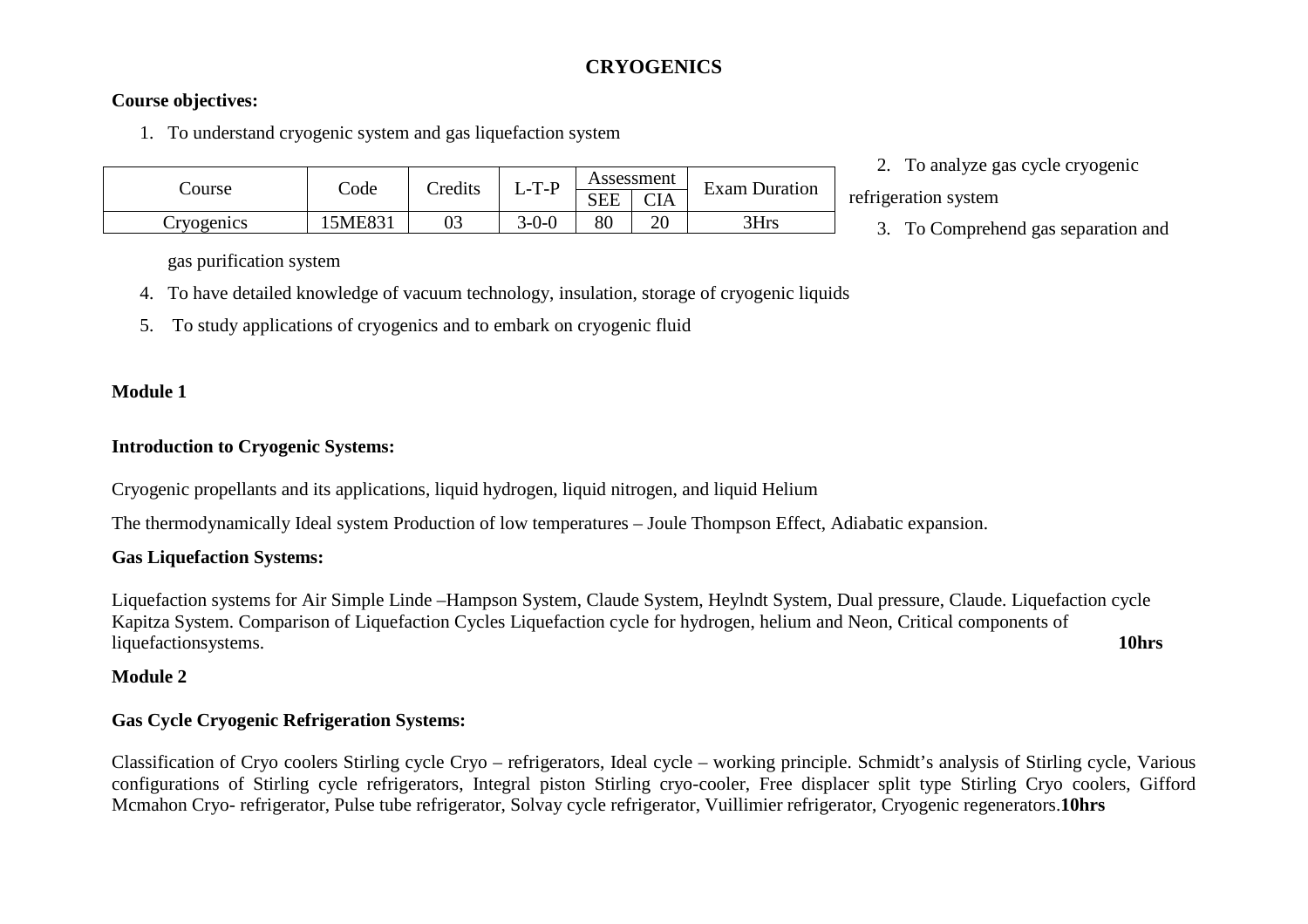# CRYOGENICS

**Course objectives:**

1. To understand cryogenic system and gas liquefaction system
2. To analyze gas cycle cryogenic refrigeration system
3. To Comprehend gas separation and gas purification system
4. To have detailed knowledge of vacuum technology, insulation, storage of cryogenic liquids
5. To study applications of cryogenics and to embark on cryogenic fluid

| Course | Code | Credits | L-T-P | Assessment | | Exam Duration |
|---|---|---|---|---|---|---|
| | | | | SEE | CIA | |
| Cryogenics | 15ME831 | 03 | 3-0-0 | 80 | 20 | 3Hrs |

**Module 1**

**Introduction to Cryogenic Systems:**

Cryogenic propellants and its applications, liquid hydrogen, liquid nitrogen, and liquid Helium

The thermodynamically Ideal system Production of low temperatures – Joule Thompson Effect, Adiabatic expansion.

**Gas Liquefaction Systems:**

Liquefaction systems for Air Simple Linde –Hampson System, Claude System, Heylndt System, Dual pressure, Claude. Liquefaction cycle Kapitza System. Comparison of Liquefaction Cycles Liquefaction cycle for hydrogen, helium and Neon, Critical components of liquefactionsystems. **10hrs**

**Module 2**

**Gas Cycle Cryogenic Refrigeration Systems:**

Classification of Cryo coolers Stirling cycle Cryo – refrigerators, Ideal cycle – working principle. Schmidt's analysis of Stirling cycle, Various configurations of Stirling cycle refrigerators, Integral piston Stirling cryo-cooler, Free displacer split type Stirling Cryo coolers, Gifford Mcmahon Cryo- refrigerator, Pulse tube refrigerator, Solvay cycle refrigerator, Vuillimier refrigerator, Cryogenic regenerators.**10hrs**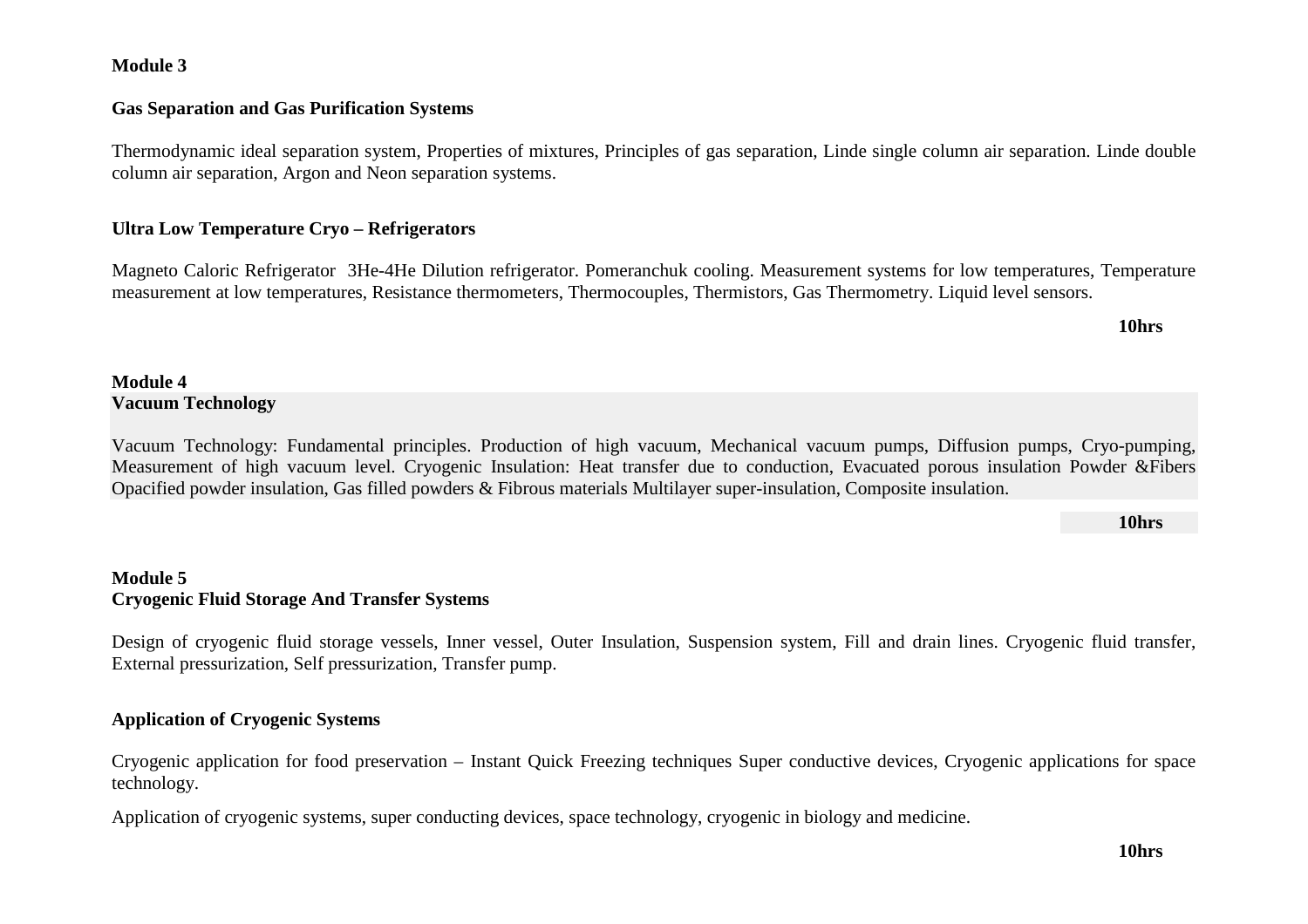**Module 3**

**Gas Separation and Gas Purification Systems**

Thermodynamic ideal separation system, Properties of mixtures, Principles of gas separation, Linde single column air separation. Linde double column air separation, Argon and Neon separation systems.

**Ultra Low Temperature Cryo – Refrigerators**

Magneto Caloric Refrigerator $^3He$-$^4He$ Dilution refrigerator. Pomeranchuk cooling. Measurement systems for low temperatures, Temperature measurement at low temperatures, Resistance thermometers, Thermocouples, Thermistors, Gas Thermometry. Liquid level sensors.

**10hrs**

**Module 4**
**Vacuum Technology**

Vacuum Technology: Fundamental principles. Production of high vacuum, Mechanical vacuum pumps, Diffusion pumps, Cryo-pumping, Measurement of high vacuum level. Cryogenic Insulation: Heat transfer due to conduction, Evacuated porous insulation Powder &Fibers Opacified powder insulation, Gas filled powders & Fibrous materials Multilayer super-insulation, Composite insulation.

**10hrs**

**Module 5**
**Cryogenic Fluid Storage And Transfer Systems**

Design of cryogenic fluid storage vessels, Inner vessel, Outer Insulation, Suspension system, Fill and drain lines. Cryogenic fluid transfer, External pressurization, Self pressurization, Transfer pump.

**Application of Cryogenic Systems**

Cryogenic application for food preservation – Instant Quick Freezing techniques Super conductive devices, Cryogenic applications for space technology.

Application of cryogenic systems, super conducting devices, space technology, cryogenic in biology and medicine.

**10hrs**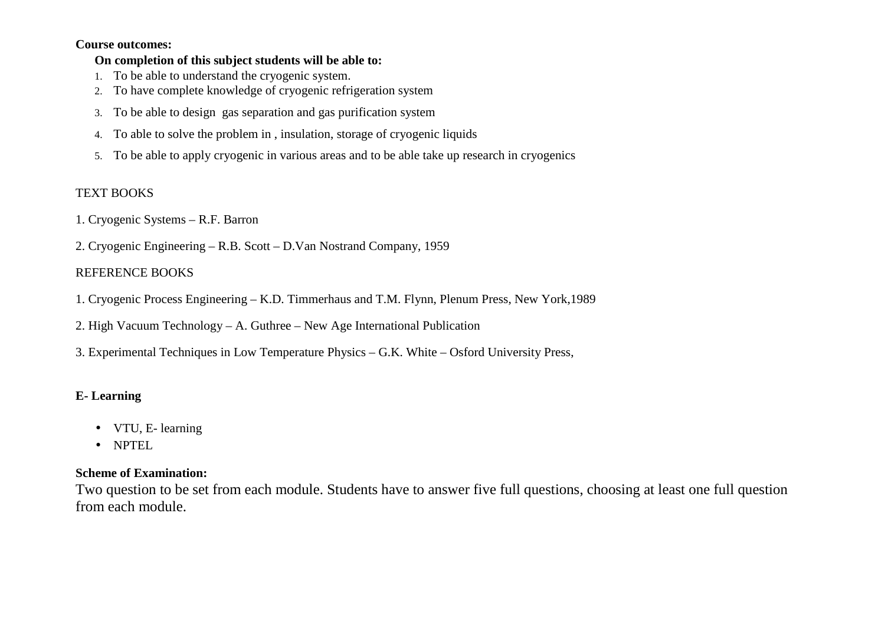**Course outcomes:**

**On completion of this subject students will be able to:**

1. To be able to understand the cryogenic system.
2. To have complete knowledge of cryogenic refrigeration system
3. To be able to design  gas separation and gas purification system
4. To able to solve the problem in , insulation, storage of cryogenic liquids
5. To be able to apply cryogenic in various areas and to be able take up research in cryogenics

TEXT BOOKS

1. Cryogenic Systems – R.F. Barron

2. Cryogenic Engineering – R.B. Scott – D.Van Nostrand Company, 1959

REFERENCE BOOKS

1. Cryogenic Process Engineering – K.D. Timmerhaus and T.M. Flynn, Plenum Press, New York,1989

2. High Vacuum Technology – A. Guthree – New Age International Publication

3. Experimental Techniques in Low Temperature Physics – G.K. White – Osford University Press,

**E- Learning**

- VTU, E- learning
- NPTEL

**Scheme of Examination:**

Two question to be set from each module. Students have to answer five full questions, choosing at least one full question from each module.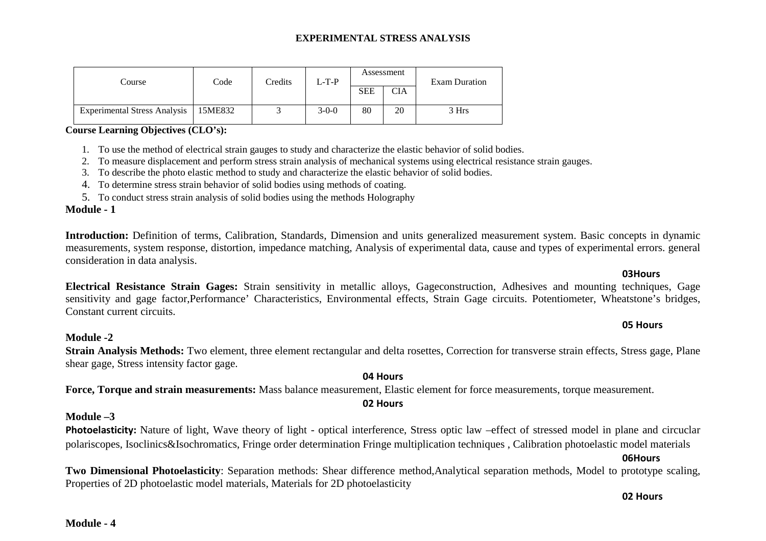# EXPERIMENTAL STRESS ANALYSIS

| Course | Code | Credits | L-T-P | Assessment | | Exam Duration |
|---|---|---|---|---|---|---|
| | | | | SEE | CIA | |
| Experimental Stress Analysis | 15ME832 | 3 | 3-0-0 | 80 | 20 | 3 Hrs |

**Course Learning Objectives (CLO's):**

1. To use the method of electrical strain gauges to study and characterize the elastic behavior of solid bodies.
2. To measure displacement and perform stress strain analysis of mechanical systems using electrical resistance strain gauges.
3. To describe the photo elastic method to study and characterize the elastic behavior of solid bodies.
4. To determine stress strain behavior of solid bodies using methods of coating.
5. To conduct stress strain analysis of solid bodies using the methods Holography

## Module - 1

**Introduction:** Definition of terms, Calibration, Standards, Dimension and units generalized measurement system. Basic concepts in dynamic measurements, system response, distortion, impedance matching, Analysis of experimental data, cause and types of experimental errors. general consideration in data analysis.

**03Hours**

**Electrical Resistance Strain Gages:** Strain sensitivity in metallic alloys, Gageconstruction, Adhesives and mounting techniques, Gage sensitivity and gage factor,Performance' Characteristics, Environmental effects, Strain Gage circuits. Potentiometer, Wheatstone's bridges, Constant current circuits.

**05 Hours**

## Module -2

**Strain Analysis Methods:** Two element, three element rectangular and delta rosettes, Correction for transverse strain effects, Stress gage, Plane shear gage, Stress intensity factor gage.

**04 Hours**

**Force, Torque and strain measurements:** Mass balance measurement, Elastic element for force measurements, torque measurement.

**02 Hours**

## Module –3

**Photoelasticity:** Nature of light, Wave theory of light - optical interference, Stress optic law –effect of stressed model in plane and circuclar polariscopes, Isoclinics&Isochromatics, Fringe order determination Fringe multiplication techniques , Calibration photoelastic model materials

**06Hours**

**Two Dimensional Photoelasticity**: Separation methods: Shear difference method,Analytical separation methods, Model to prototype scaling, Properties of 2D photoelastic model materials, Materials for 2D photoelasticity

**02 Hours**

## Module - 4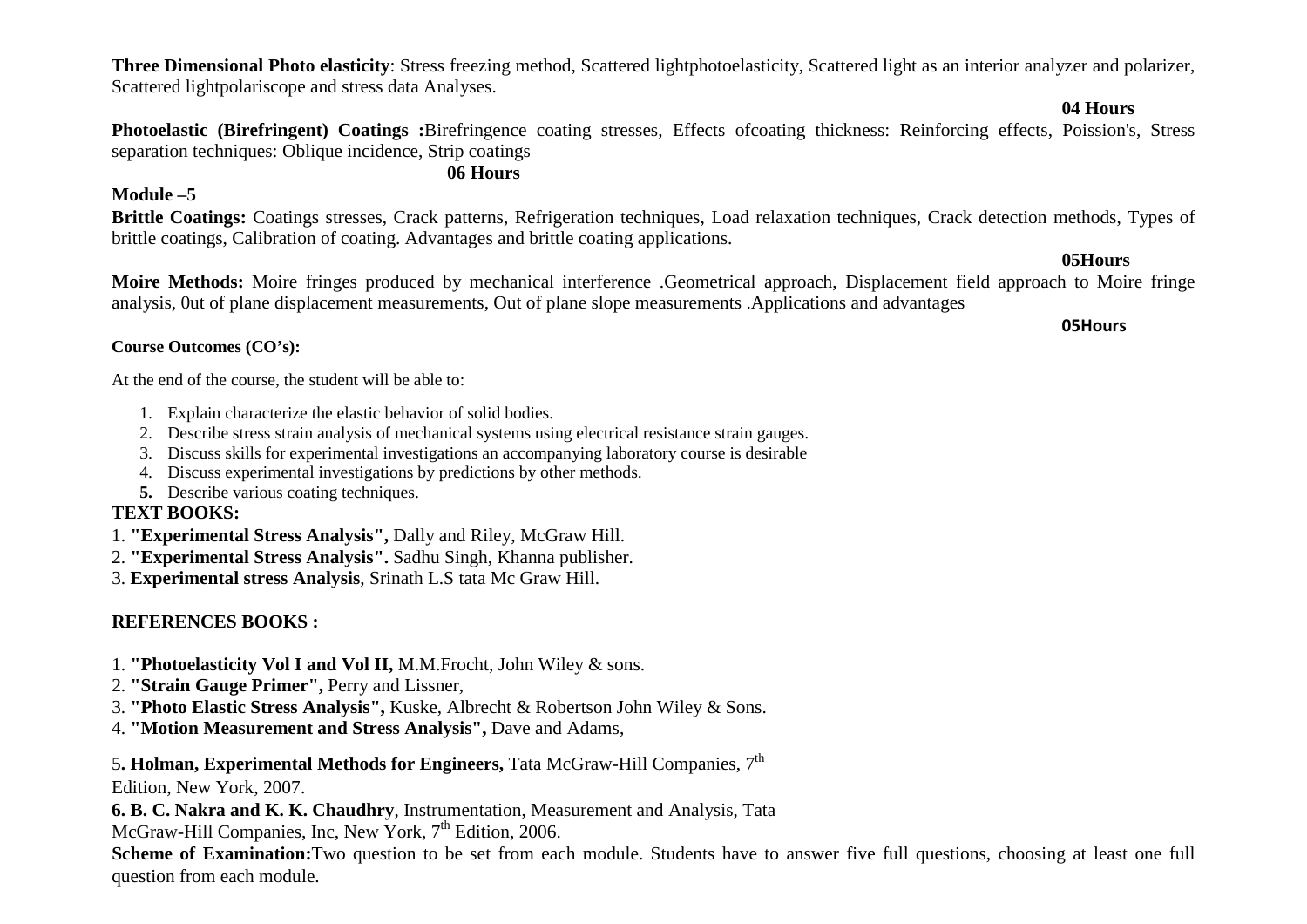**Three Dimensional Photo elasticity**: Stress freezing method, Scattered lightphotoelasticity, Scattered light as an interior analyzer and polarizer, Scattered lightpolariscope and stress data Analyses.

**04 Hours**

**Photoelastic (Birefringent) Coatings :**Birefringence coating stresses, Effects ofcoating thickness: Reinforcing effects, Poission's, Stress separation techniques: Oblique incidence, Strip coatings

**06 Hours**

**Module –5**

**Brittle Coatings:** Coatings stresses, Crack patterns, Refrigeration techniques, Load relaxation techniques, Crack detection methods, Types of brittle coatings, Calibration of coating. Advantages and brittle coating applications.

**05Hours**

**Moire Methods:** Moire fringes produced by mechanical interference .Geometrical approach, Displacement field approach to Moire fringe analysis, 0ut of plane displacement measurements, Out of plane slope measurements .Applications and advantages

**05Hours**

**Course Outcomes (CO's):**

At the end of the course, the student will be able to:

1. Explain characterize the elastic behavior of solid bodies.
2. Describe stress strain analysis of mechanical systems using electrical resistance strain gauges.
3. Discuss skills for experimental investigations an accompanying laboratory course is desirable
4. Discuss experimental investigations by predictions by other methods.
5. Describe various coating techniques.

**TEXT BOOKS:**

1. **"Experimental Stress Analysis",** Dally and Riley, McGraw Hill.
2. **"Experimental Stress Analysis".** Sadhu Singh, Khanna publisher.
3. **Experimental stress Analysis**, Srinath L.S tata Mc Graw Hill.

**REFERENCES BOOKS :**

1. **"Photoelasticity Vol I and Vol II,** M.M.Frocht, John Wiley & sons.
2. **"Strain Gauge Primer",** Perry and Lissner,
3. **"Photo Elastic Stress Analysis",** Kuske, Albrecht & Robertson John Wiley & Sons.
4. **"Motion Measurement and Stress Analysis",** Dave and Adams,
5. **Holman, Experimental Methods for Engineers,** Tata McGraw-Hill Companies, 7th Edition, New York, 2007.
6. **B. C. Nakra and K. K. Chaudhry**, Instrumentation, Measurement and Analysis, Tata McGraw-Hill Companies, Inc, New York, 7th Edition, 2006.

**Scheme of Examination:**Two question to be set from each module. Students have to answer five full questions, choosing at least one full question from each module.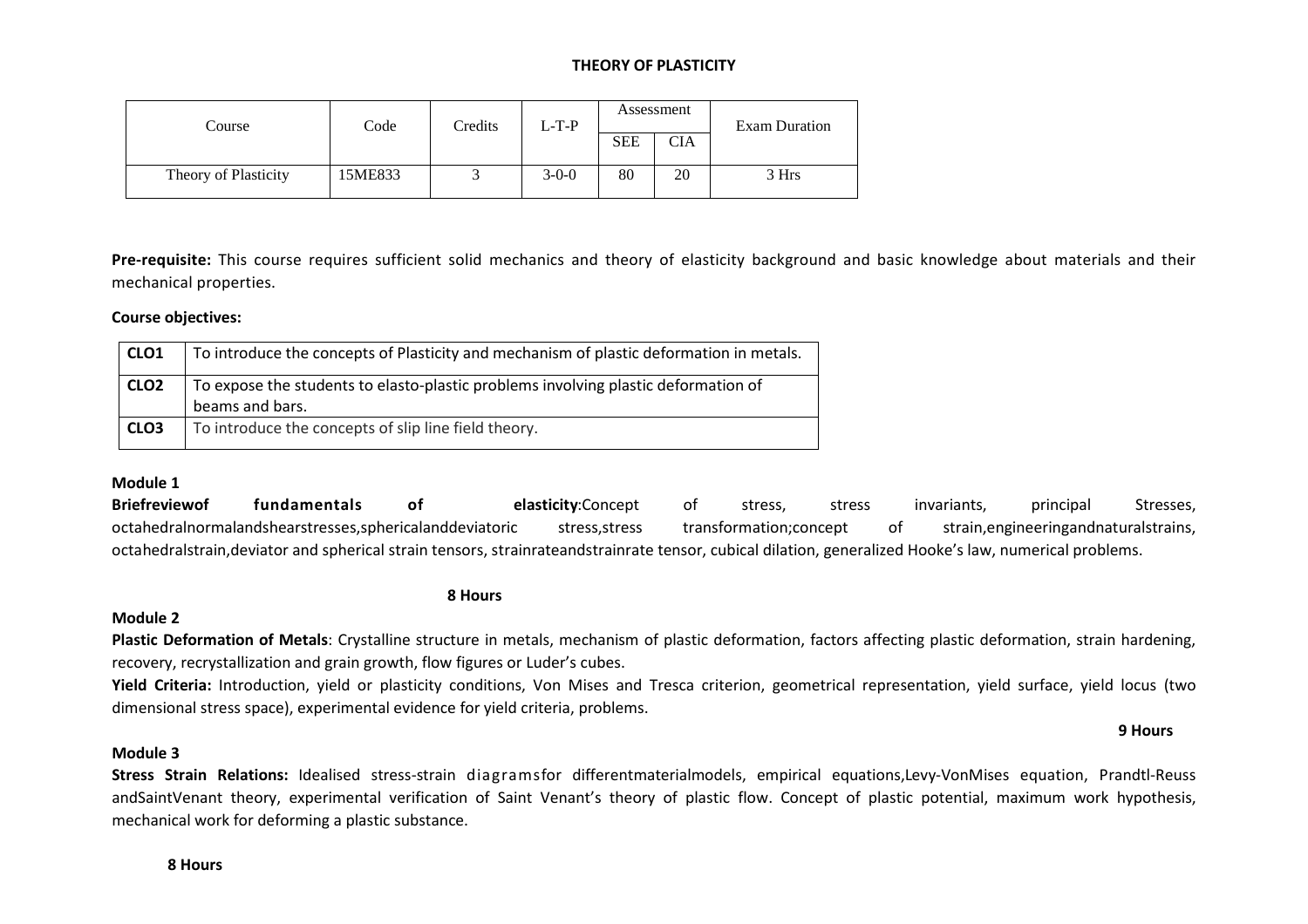# THEORY OF PLASTICITY

| Course | Code | Credits | L-T-P | Assessment | | Exam Duration |
|---|---|---|---|---|---|---|
| | | | | SEE | CIA | |
| Theory of Plasticity | 15ME833 | 3 | 3-0-0 | 80 | 20 | 3 Hrs |

**Pre-requisite:** This course requires sufficient solid mechanics and theory of elasticity background and basic knowledge about materials and their mechanical properties.

**Course objectives:**

| | |
|---|---|
| **CLO1** | To introduce the concepts of Plasticity and mechanism of plastic deformation in metals. |
| **CLO2** | To expose the students to elasto-plastic problems involving plastic deformation of beams and bars. |
| **CLO3** | To introduce the concepts of slip line field theory. |

**Module 1**

**Briefreviewof fundamentals of elasticity**:Concept of stress, stress invariants, principal Stresses, octahedralnormalandshearstresses,sphericalanddeviatoric stress,stress transformation;concept of strain,engineeringandnaturalstrains, octahedralstrain,deviator and spherical strain tensors, strainrateandstrainrate tensor, cubical dilation, generalized Hooke's law, numerical problems.

**8 Hours**

**Module 2**

**Plastic Deformation of Metals**: Crystalline structure in metals, mechanism of plastic deformation, factors affecting plastic deformation, strain hardening, recovery, recrystallization and grain growth, flow figures or Luder's cubes.

**Yield Criteria:** Introduction, yield or plasticity conditions, Von Mises and Tresca criterion, geometrical representation, yield surface, yield locus (two dimensional stress space), experimental evidence for yield criteria, problems.

**9 Hours**

**Module 3**

**Stress Strain Relations:** Idealised stress-strain diagramsfor differentmaterialmodels, empirical equations,Levy-VonMises equation, Prandtl-Reuss andSaintVenant theory, experimental verification of Saint Venant's theory of plastic flow. Concept of plastic potential, maximum work hypothesis, mechanical work for deforming a plastic substance.

**8 Hours**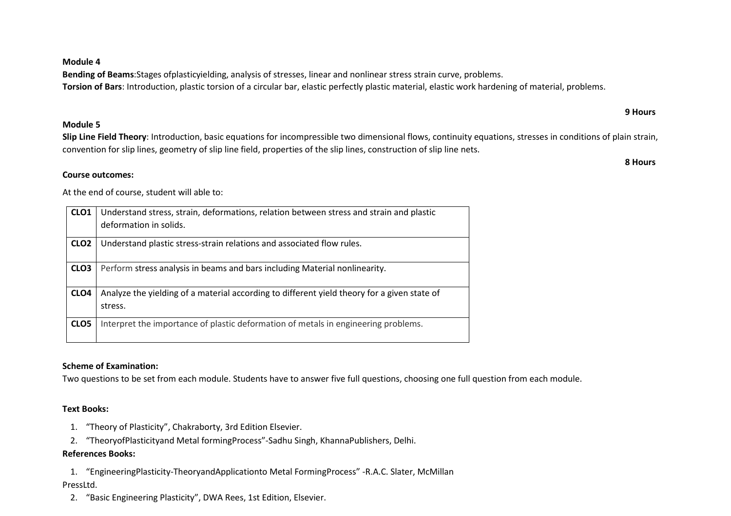**Module 4**

**Bending of Beams**:Stages ofplasticyielding, analysis of stresses, linear and nonlinear stress strain curve, problems.

**Torsion of Bars**: Introduction, plastic torsion of a circular bar, elastic perfectly plastic material, elastic work hardening of material, problems.

**9 Hours**

**Module 5**

**Slip Line Field Theory**: Introduction, basic equations for incompressible two dimensional flows, continuity equations, stresses in conditions of plain strain, convention for slip lines, geometry of slip line field, properties of the slip lines, construction of slip line nets.

**8 Hours**

**Course outcomes:**

At the end of course, student will able to:

| | |
|---|---|
| **CLO1** | Understand stress, strain, deformations, relation between stress and strain and plastic deformation in solids. |
| **CLO2** | Understand plastic stress-strain relations and associated flow rules. |
| **CLO3** | Perform stress analysis in beams and bars including Material nonlinearity. |
| **CLO4** | Analyze the yielding of a material according to different yield theory for a given state of stress. |
| **CLO5** | Interpret the importance of plastic deformation of metals in engineering problems. |

**Scheme of Examination:**

Two questions to be set from each module. Students have to answer five full questions, choosing one full question from each module.

**Text Books:**

1. "Theory of Plasticity", Chakraborty, 3rd Edition Elsevier.
2. "TheoryofPlasticityand Metal formingProcess"-Sadhu Singh, KhannaPublishers, Delhi.

**References Books:**

1. "EngineeringPlasticity-TheoryandApplicationto Metal FormingProcess" -R.A.C. Slater, McMillan PressLtd.
2. "Basic Engineering Plasticity", DWA Rees, 1st Edition, Elsevier.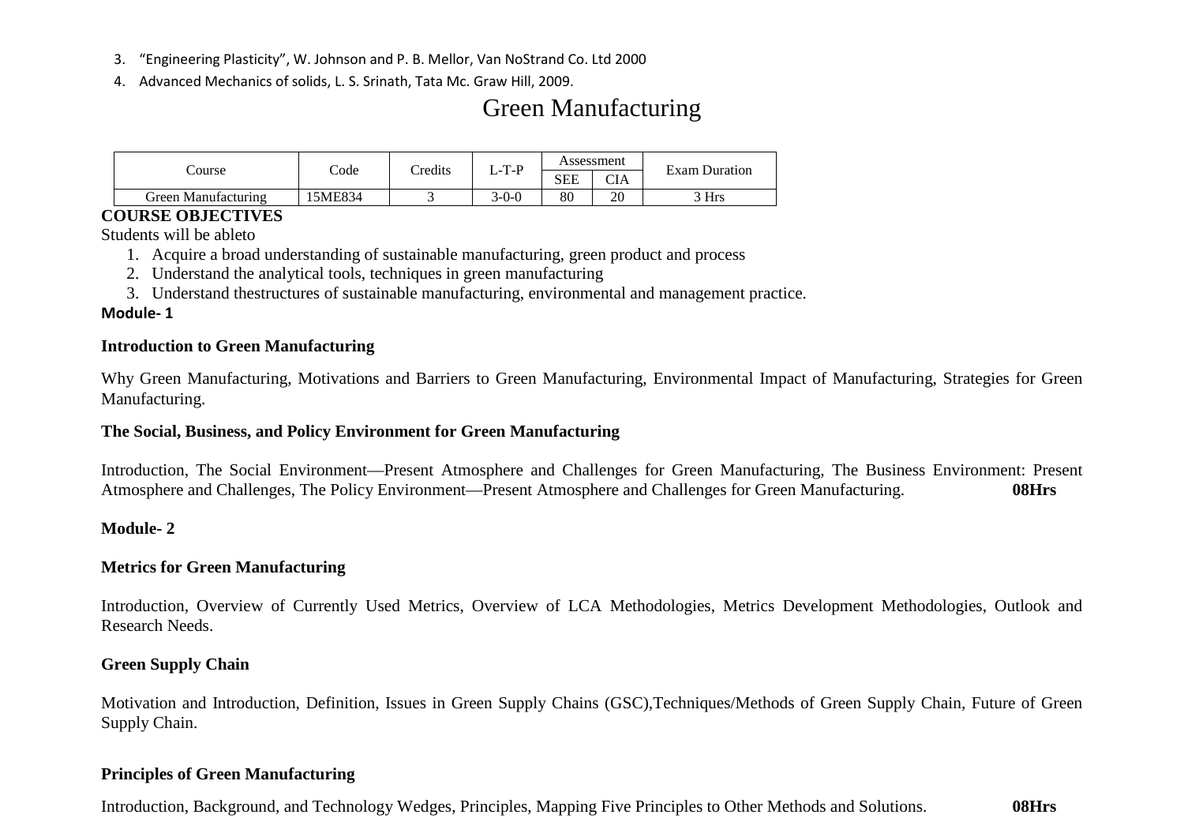3. "Engineering Plasticity", W. Johnson and P. B. Mellor, Van NoStrand Co. Ltd 2000
4. Advanced Mechanics of solids, L. S. Srinath, Tata Mc. Graw Hill, 2009.

# Green Manufacturing

| Course | Code | Credits | L-T-P | Assessment | | Exam Duration |
|---|---|---|---|---|---|---|
| | | | | SEE | CIA | |
| Green Manufacturing | 15ME834 | 3 | 3-0-0 | 80 | 20 | 3 Hrs |

**COURSE OBJECTIVES**

Students will be ableto

1. Acquire a broad understanding of sustainable manufacturing, green product and process
2. Understand the analytical tools, techniques in green manufacturing
3. Understand thestructures of sustainable manufacturing, environmental and management practice.

**Module- 1**

**Introduction to Green Manufacturing**

Why Green Manufacturing, Motivations and Barriers to Green Manufacturing, Environmental Impact of Manufacturing, Strategies for Green Manufacturing.

**The Social, Business, and Policy Environment for Green Manufacturing**

Introduction, The Social Environment—Present Atmosphere and Challenges for Green Manufacturing, The Business Environment: Present Atmosphere and Challenges, The Policy Environment—Present Atmosphere and Challenges for Green Manufacturing. **08Hrs**

**Module- 2**

**Metrics for Green Manufacturing**

Introduction, Overview of Currently Used Metrics, Overview of LCA Methodologies, Metrics Development Methodologies, Outlook and Research Needs.

**Green Supply Chain**

Motivation and Introduction, Definition, Issues in Green Supply Chains (GSC),Techniques/Methods of Green Supply Chain, Future of Green Supply Chain.

**Principles of Green Manufacturing**

Introduction, Background, and Technology Wedges, Principles, Mapping Five Principles to Other Methods and Solutions. **08Hrs**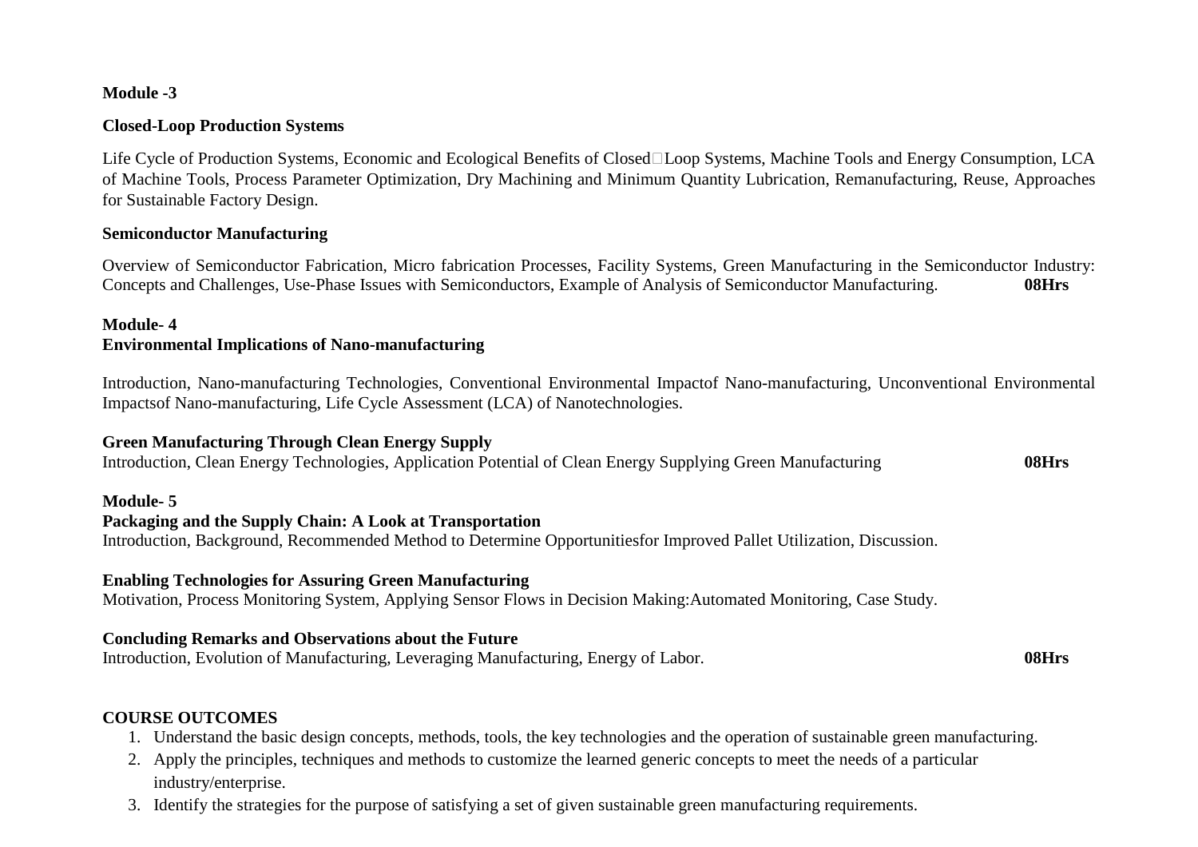**Module -3**

**Closed-Loop Production Systems**

Life Cycle of Production Systems, Economic and Ecological Benefits of Closed□Loop Systems, Machine Tools and Energy Consumption, LCA of Machine Tools, Process Parameter Optimization, Dry Machining and Minimum Quantity Lubrication, Remanufacturing, Reuse, Approaches for Sustainable Factory Design.

**Semiconductor Manufacturing**

Overview of Semiconductor Fabrication, Micro fabrication Processes, Facility Systems, Green Manufacturing in the Semiconductor Industry: Concepts and Challenges, Use-Phase Issues with Semiconductors, Example of Analysis of Semiconductor Manufacturing. **08Hrs**

**Module- 4**
**Environmental Implications of Nano-manufacturing**

Introduction, Nano-manufacturing Technologies, Conventional Environmental Impactof Nano-manufacturing, Unconventional Environmental Impactsof Nano-manufacturing, Life Cycle Assessment (LCA) of Nanotechnologies.

**Green Manufacturing Through Clean Energy Supply**
Introduction, Clean Energy Technologies, Application Potential of Clean Energy Supplying Green Manufacturing **08Hrs**

**Module- 5**
**Packaging and the Supply Chain: A Look at Transportation**
Introduction, Background, Recommended Method to Determine Opportunitiesfor Improved Pallet Utilization, Discussion.

**Enabling Technologies for Assuring Green Manufacturing**
Motivation, Process Monitoring System, Applying Sensor Flows in Decision Making:Automated Monitoring, Case Study.

**Concluding Remarks and Observations about the Future**
Introduction, Evolution of Manufacturing, Leveraging Manufacturing, Energy of Labor. **08Hrs**

**COURSE OUTCOMES**

1. Understand the basic design concepts, methods, tools, the key technologies and the operation of sustainable green manufacturing.
2. Apply the principles, techniques and methods to customize the learned generic concepts to meet the needs of a particular industry/enterprise.
3. Identify the strategies for the purpose of satisfying a set of given sustainable green manufacturing requirements.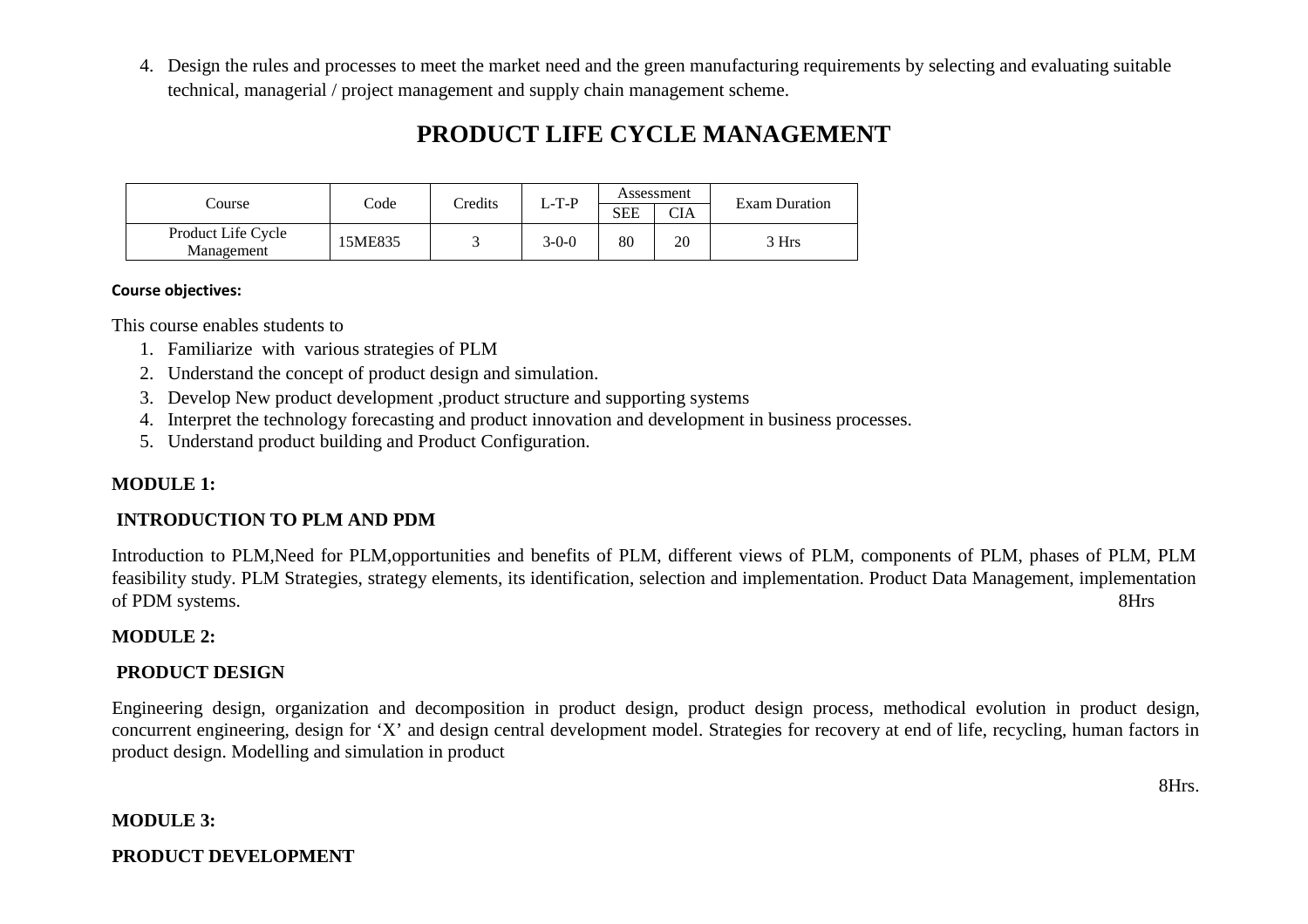4. Design the rules and processes to meet the market need and the green manufacturing requirements by selecting and evaluating suitable technical, managerial / project management and supply chain management scheme.

# PRODUCT LIFE CYCLE MANAGEMENT

| Course | Code | Credits | L-T-P | Assessment | | Exam Duration |
|---|---|---|---|---|---|---|
| | | | | SEE | CIA | |
| Product Life Cycle Management | 15ME835 | 3 | 3-0-0 | 80 | 20 | 3 Hrs |

**Course objectives:**

This course enables students to

1. Familiarize with various strategies of PLM
2. Understand the concept of product design and simulation.
3. Develop New product development ,product structure and supporting systems
4. Interpret the technology forecasting and product innovation and development in business processes.
5. Understand product building and Product Configuration.

**MODULE 1:**

**INTRODUCTION TO PLM AND PDM**

Introduction to PLM,Need for PLM,opportunities and benefits of PLM, different views of PLM, components of PLM, phases of PLM, PLM feasibility study. PLM Strategies, strategy elements, its identification, selection and implementation. Product Data Management, implementation of PDM systems. 8Hrs

**MODULE 2:**

**PRODUCT DESIGN**

Engineering design, organization and decomposition in product design, product design process, methodical evolution in product design, concurrent engineering, design for 'X' and design central development model. Strategies for recovery at end of life, recycling, human factors in product design. Modelling and simulation in product

8Hrs.

**MODULE 3:**

**PRODUCT DEVELOPMENT**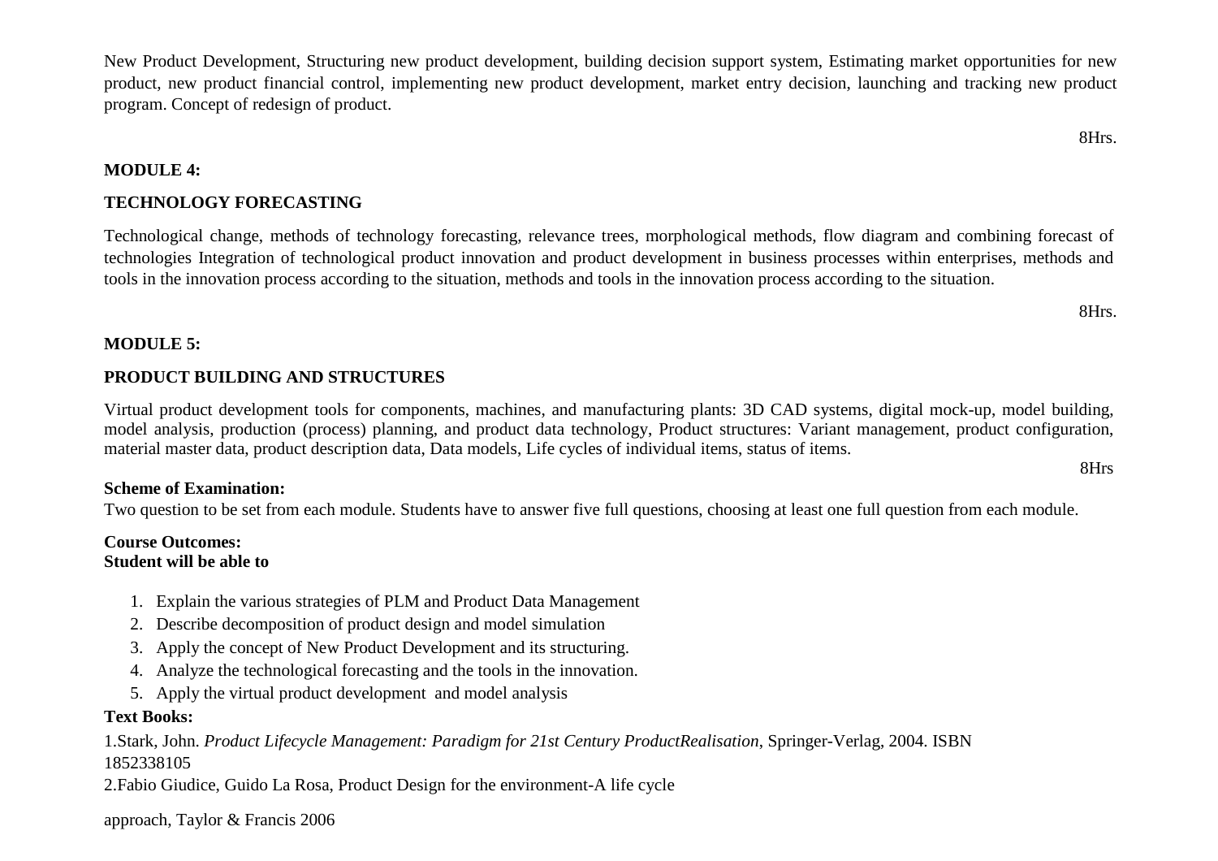New Product Development, Structuring new product development, building decision support system, Estimating market opportunities for new product, new product financial control, implementing new product development, market entry decision, launching and tracking new product program. Concept of redesign of product.

8Hrs.

**MODULE 4:**

**TECHNOLOGY FORECASTING**

Technological change, methods of technology forecasting, relevance trees, morphological methods, flow diagram and combining forecast of technologies Integration of technological product innovation and product development in business processes within enterprises, methods and tools in the innovation process according to the situation, methods and tools in the innovation process according to the situation.

8Hrs.

**MODULE 5:**

**PRODUCT BUILDING AND STRUCTURES**

Virtual product development tools for components, machines, and manufacturing plants: 3D CAD systems, digital mock-up, model building, model analysis, production (process) planning, and product data technology, Product structures: Variant management, product configuration, material master data, product description data, Data models, Life cycles of individual items, status of items.

8Hrs

**Scheme of Examination:**

Two question to be set from each module. Students have to answer five full questions, choosing at least one full question from each module.

**Course Outcomes:**
**Student will be able to**

1. Explain the various strategies of PLM and Product Data Management
2. Describe decomposition of product design and model simulation
3. Apply the concept of New Product Development and its structuring.
4. Analyze the technological forecasting and the tools in the innovation.
5. Apply the virtual product development and model analysis

**Text Books:**

1.Stark, John. *Product Lifecycle Management: Paradigm for 21st Century ProductRealisation*, Springer-Verlag, 2004. ISBN 1852338105

2.Fabio Giudice, Guido La Rosa, Product Design for the environment-A life cycle approach, Taylor & Francis 2006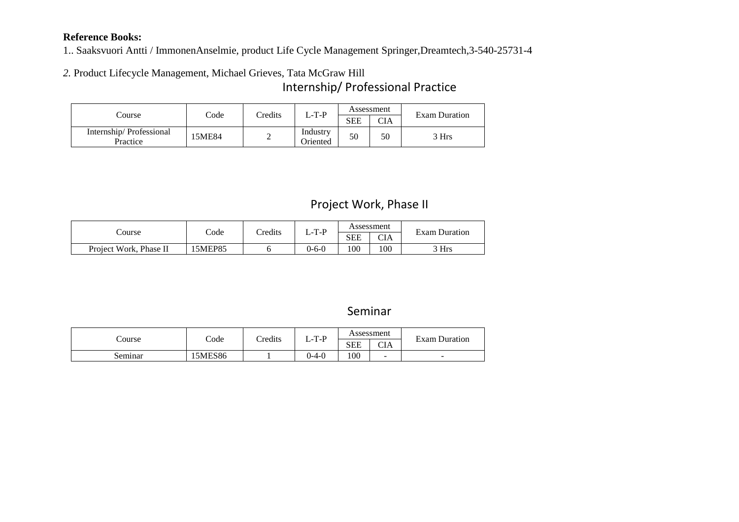**Reference Books:**

1.. Saaksvuori Antti / ImmonenAnselmie, product Life Cycle Management Springer,Dreamtech,3-540-25731-4

*2.* Product Lifecycle Management, Michael Grieves, Tata McGraw Hill

## Internship/ Professional Practice

| Course | Code | Credits | L-T-P | Assessment | | Exam Duration |
|---|---|---|---|---|---|---|
| | | | | SEE | CIA | |
| Internship/ Professional Practice | 15ME84 | 2 | Industry Oriented | 50 | 50 | 3 Hrs |

## Project Work, Phase II

| Course | Code | Credits | L-T-P | Assessment | | Exam Duration |
|---|---|---|---|---|---|---|
| | | | | SEE | CIA | |
| Project Work, Phase II | 15MEP85 | 6 | 0-6-0 | 100 | 100 | 3 Hrs |

## Seminar

| Course | Code | Credits | L-T-P | Assessment | | Exam Duration |
|---|---|---|---|---|---|---|
| | | | | SEE | CIA | |
| Seminar | 15MES86 | 1 | 0-4-0 | 100 | - | - |